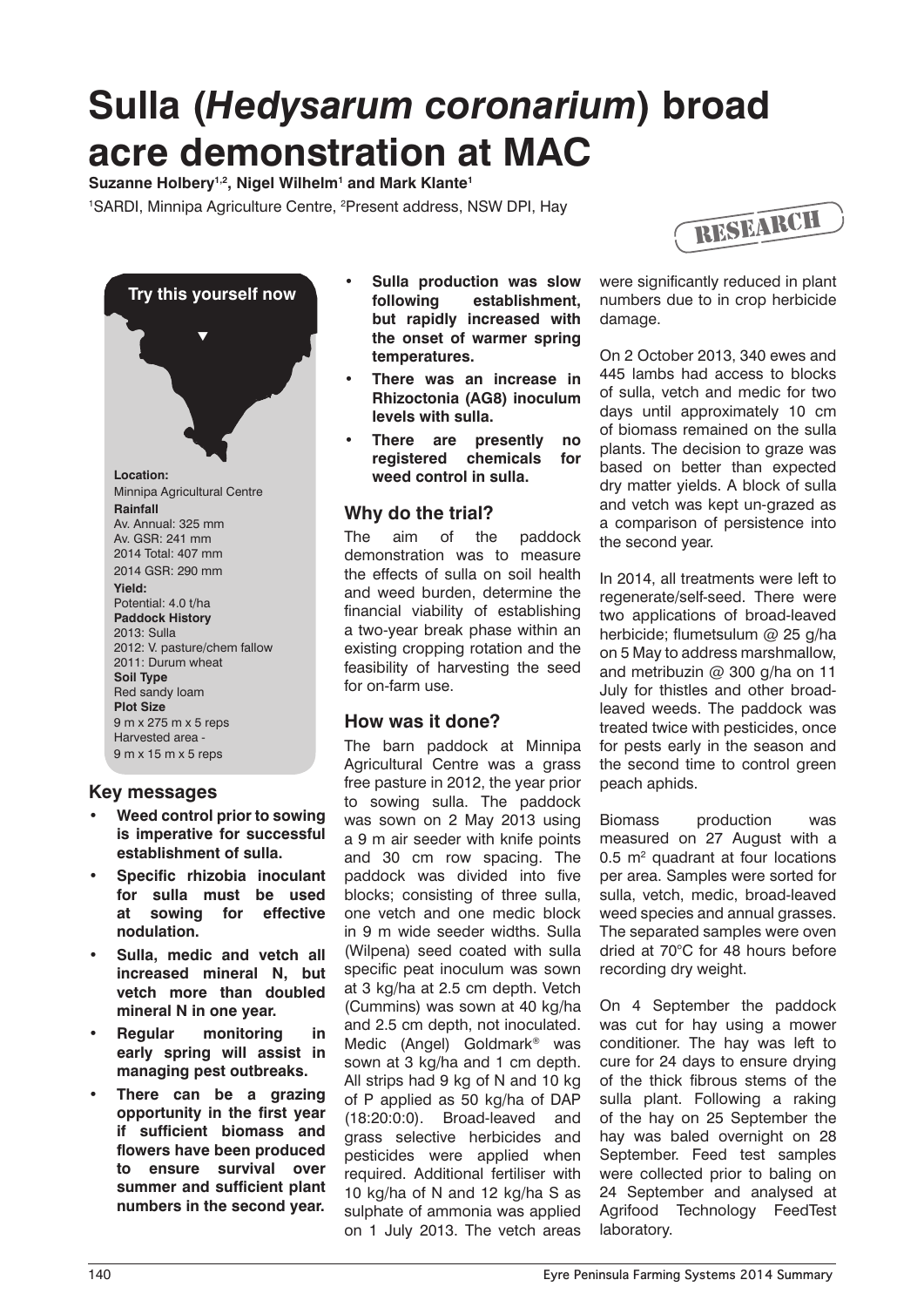# Sulla (*Hedysarum coronarium*) broad acre demonstration at MAC

**Suzanne Holbery[1,2], Nigel Wilhelm[1] and Mark Klante[1]**

[1]SARDI, Minnipa Agriculture Centre, [2]Present address, NSW DPI, Hay

RESEARCH

**Try this yourself now**

**Location:**
Minnipa Agricultural Centre

**Rainfall**
Av. Annual: 325 mm
Av. GSR: 241 mm
2014 Total: 407 mm
2014 GSR: 290 mm

**Yield:**
Potential: 4.0 t/ha

**Paddock History**
2013: Sulla
2012: V. pasture/chem fallow
2011: Durum wheat

**Soil Type**
Red sandy loam

**Plot Size**
9 m x 275 m x 5 reps
Harvested area -
9 m x 15 m x 5 reps

## Key messages

- **Weed control prior to sowing is imperative for successful establishment of sulla.**
- **Specific rhizobia inoculant for sulla must be used at sowing for effective nodulation.**
- **Sulla, medic and vetch all increased mineral N, but vetch more than doubled mineral N in one year.**
- **Regular monitoring in early spring will assist in managing pest outbreaks.**
- **There can be a grazing opportunity in the first year if sufficient biomass and flowers have been produced to ensure survival over summer and sufficient plant numbers in the second year.**
- **Sulla production was slow following establishment, but rapidly increased with the onset of warmer spring temperatures.**
- **There was an increase in Rhizoctonia (AG8) inoculum levels with sulla.**
- **There are presently no registered chemicals for weed control in sulla.**

## Why do the trial?

The aim of the paddock demonstration was to measure the effects of sulla on soil health and weed burden, determine the financial viability of establishing a two-year break phase within an existing cropping rotation and the feasibility of harvesting the seed for on-farm use.

## How was it done?

The barn paddock at Minnipa Agricultural Centre was a grass free pasture in 2012, the year prior to sowing sulla. The paddock was sown on 2 May 2013 using a 9 m air seeder with knife points and 30 cm row spacing. The paddock was divided into five blocks; consisting of three sulla, one vetch and one medic block in 9 m wide seeder widths. Sulla (Wilpena) seed coated with sulla specific peat inoculum was sown at 3 kg/ha at 2.5 cm depth. Vetch (Cummins) was sown at 40 kg/ha and 2.5 cm depth, not inoculated. Medic (Angel) Goldmark® was sown at 3 kg/ha and 1 cm depth. All strips had 9 kg of N and 10 kg of P applied as 50 kg/ha of DAP (18:20:0:0). Broad-leaved and grass selective herbicides and pesticides were applied when required. Additional fertiliser with 10 kg/ha of N and 12 kg/ha S as sulphate of ammonia was applied on 1 July 2013. The vetch areas were significantly reduced in plant numbers due to in crop herbicide damage.

On 2 October 2013, 340 ewes and 445 lambs had access to blocks of sulla, vetch and medic for two days until approximately 10 cm of biomass remained on the sulla plants. The decision to graze was based on better than expected dry matter yields. A block of sulla and vetch was kept un-grazed as a comparison of persistence into the second year.

In 2014, all treatments were left to regenerate/self-seed. There were two applications of broad-leaved herbicide; flumetsulum @ 25 g/ha on 5 May to address marshmallow, and metribuzin @ 300 g/ha on 11 July for thistles and other broad-leaved weeds. The paddock was treated twice with pesticides, once for pests early in the season and the second time to control green peach aphids.

Biomass production was measured on 27 August with a 0.5 $m^2$ quadrant at four locations per area. Samples were sorted for sulla, vetch, medic, broad-leaved weed species and annual grasses. The separated samples were oven dried at 70°C for 48 hours before recording dry weight.

On 4 September the paddock was cut for hay using a mower conditioner. The hay was left to cure for 24 days to ensure drying of the thick fibrous stems of the sulla plant. Following a raking of the hay on 25 September the hay was baled overnight on 28 September. Feed test samples were collected prior to baling on 24 September and analysed at Agrifood Technology FeedTest laboratory.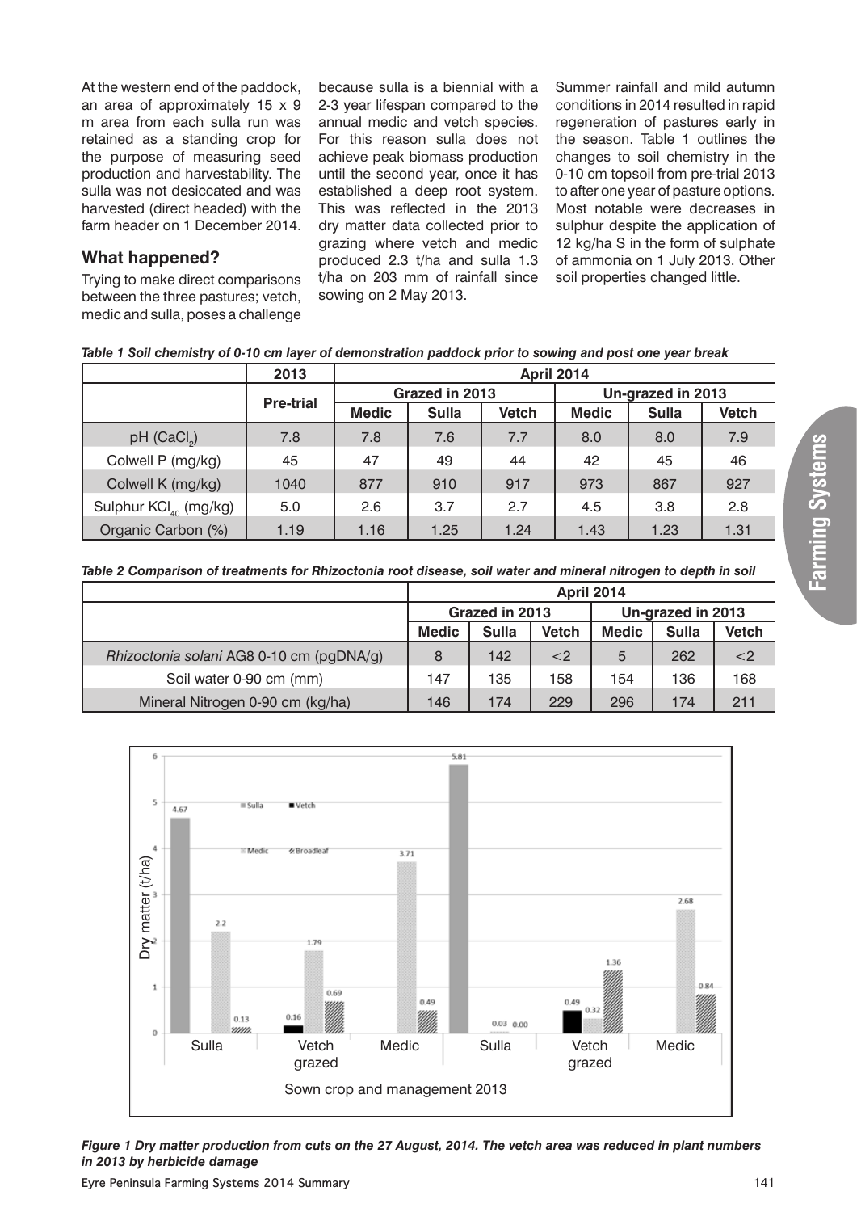At the western end of the paddock, an area of approximately 15 x 9 m area from each sulla run was retained as a standing crop for the purpose of measuring seed production and harvestability. The sulla was not desiccated and was harvested (direct headed) with the farm header on 1 December 2014.

## What happened?

Trying to make direct comparisons between the three pastures; vetch, medic and sulla, poses a challenge because sulla is a biennial with a 2-3 year lifespan compared to the annual medic and vetch species. For this reason sulla does not achieve peak biomass production until the second year, once it has established a deep root system. This was reflected in the 2013 dry matter data collected prior to grazing where vetch and medic produced 2.3 t/ha and sulla 1.3 t/ha on 203 mm of rainfall since sowing on 2 May 2013.

Summer rainfall and mild autumn conditions in 2014 resulted in rapid regeneration of pastures early in the season. Table 1 outlines the changes to soil chemistry in the 0-10 cm topsoil from pre-trial 2013 to after one year of pasture options. Most notable were decreases in sulphur despite the application of 12 kg/ha S in the form of sulphate of ammonia on 1 July 2013. Other soil properties changed little.

*Table 1 Soil chemistry of 0-10 cm layer of demonstration paddock prior to sowing and post one year break*

| | 2013 | April 2014 | | | | | |
|---|---|---|---|---|---|---|---|
| | Pre-trial | Grazed in 2013 | | | Un-grazed in 2013 | | |
| | | Medic | Sulla | Vetch | Medic | Sulla | Vetch |
| pH ($CaCl_2$) | 7.8 | 7.8 | 7.6 | 7.7 | 8.0 | 8.0 | 7.9 |
| Colwell P (mg/kg) | 45 | 47 | 49 | 44 | 42 | 45 | 46 |
| Colwell K (mg/kg) | 1040 | 877 | 910 | 917 | 973 | 867 | 927 |
| Sulphur $KCl_{40}$ (mg/kg) | 5.0 | 2.6 | 3.7 | 2.7 | 4.5 | 3.8 | 2.8 |
| Organic Carbon (%) | 1.19 | 1.16 | 1.25 | 1.24 | 1.43 | 1.23 | 1.31 |

*Table 2 Comparison of treatments for Rhizoctonia root disease, soil water and mineral nitrogen to depth in soil*

| | April 2014 | | | | | |
|---|---|---|---|---|---|---|
| | Grazed in 2013 | | | Un-grazed in 2013 | | |
| | Medic | Sulla | Vetch | Medic | Sulla | Vetch |
| *Rhizoctonia solani* AG8 0-10 cm (pgDNA/g) | 8 | 142 | <2 | 5 | 262 | <2 |
| Soil water 0-90 cm (mm) | 147 | 135 | 158 | 154 | 136 | 168 |
| Mineral Nitrogen 0-90 cm (kg/ha) | 146 | 174 | 229 | 296 | 174 | 211 |

*Figure 1 Dry matter production from cuts on the 27 August, 2014. The vetch area was reduced in plant numbers in 2013 by herbicide damage*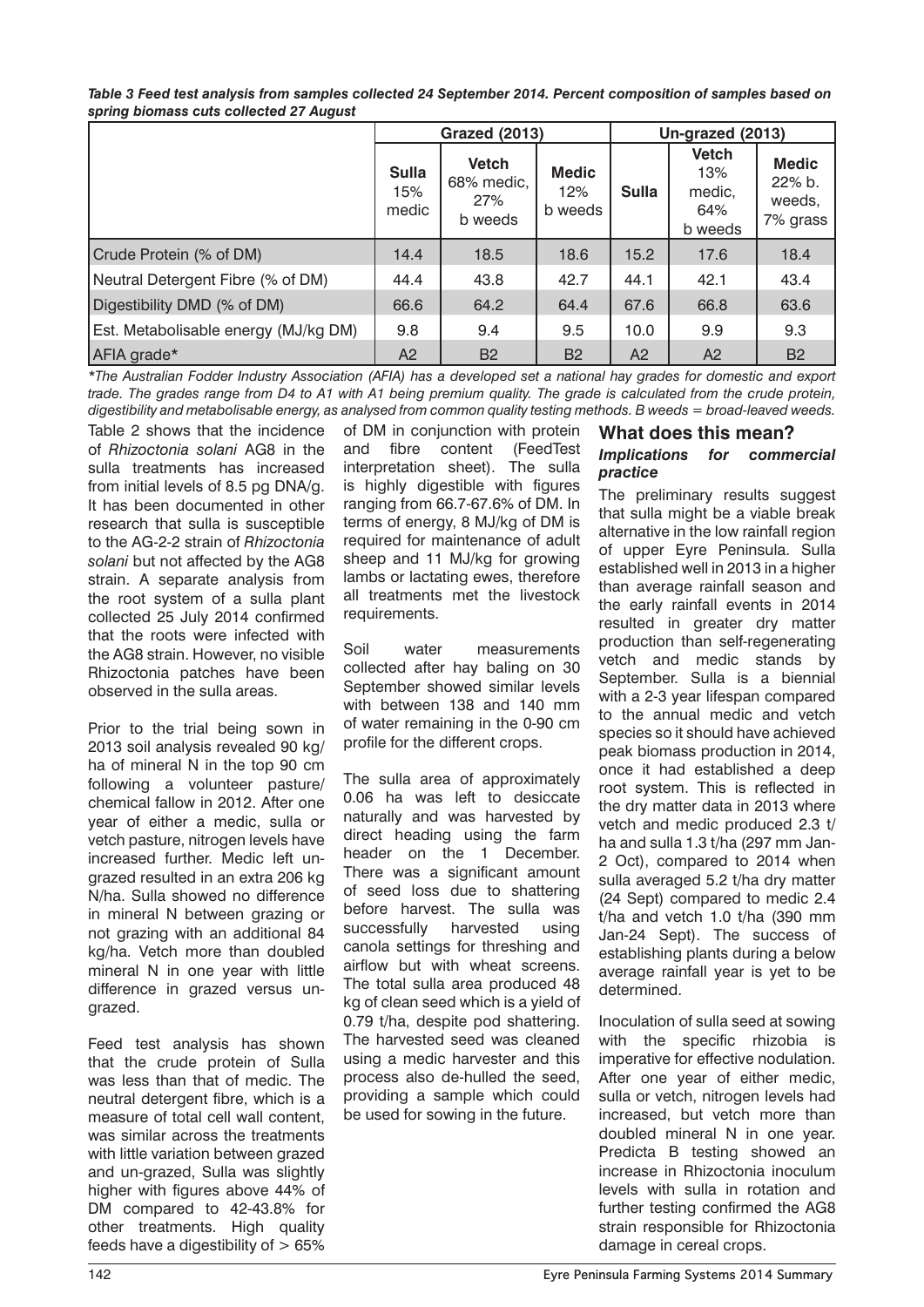*Table 3 Feed test analysis from samples collected 24 September 2014. Percent composition of samples based on spring biomass cuts collected 27 August*

| | Grazed (2013) | | | Un-grazed (2013) | | |
|---|---|---|---|---|---|---|
| | Sulla 15% medic | Vetch 68% medic, 27% b weeds | Medic 12% b weeds | Sulla | Vetch 13% medic, 64% b weeds | Medic 22% b. weeds, 7% grass |
| Crude Protein (% of DM) | 14.4 | 18.5 | 18.6 | 15.2 | 17.6 | 18.4 |
| Neutral Detergent Fibre (% of DM) | 44.4 | 43.8 | 42.7 | 44.1 | 42.1 | 43.4 |
| Digestibility DMD (% of DM) | 66.6 | 64.2 | 64.4 | 67.6 | 66.8 | 63.6 |
| Est. Metabolisable energy (MJ/kg DM) | 9.8 | 9.4 | 9.5 | 10.0 | 9.9 | 9.3 |
| AFIA grade* | A2 | B2 | B2 | A2 | A2 | B2 |

*\*The Australian Fodder Industry Association (AFIA) has a developed set a national hay grades for domestic and export trade. The grades range from D4 to A1 with A1 being premium quality. The grade is calculated from the crude protein, digestibility and metabolisable energy, as analysed from common quality testing methods. B weeds = broad-leaved weeds.*

Table 2 shows that the incidence of *Rhizoctonia solani* AG8 in the sulla treatments has increased from initial levels of 8.5 pg DNA/g. It has been documented in other research that sulla is susceptible to the AG-2-2 strain of *Rhizoctonia solani* but not affected by the AG8 strain. A separate analysis from the root system of a sulla plant collected 25 July 2014 confirmed that the roots were infected with the AG8 strain. However, no visible Rhizoctonia patches have been observed in the sulla areas.

Prior to the trial being sown in 2013 soil analysis revealed 90 kg/ha of mineral N in the top 90 cm following a volunteer pasture/chemical fallow in 2012. After one year of either a medic, sulla or vetch pasture, nitrogen levels have increased further. Medic left un-grazed resulted in an extra 206 kg N/ha. Sulla showed no difference in mineral N between grazing or not grazing with an additional 84 kg/ha. Vetch more than doubled mineral N in one year with little difference in grazed versus un-grazed.

Feed test analysis has shown that the crude protein of Sulla was less than that of medic. The neutral detergent fibre, which is a measure of total cell wall content, was similar across the treatments with little variation between grazed and un-grazed, Sulla was slightly higher with figures above 44% of DM compared to 42-43.8% for other treatments. High quality feeds have a digestibility of > 65% of DM in conjunction with protein and fibre content (FeedTest interpretation sheet). The sulla is highly digestible with figures ranging from 66.7-67.6% of DM. In terms of energy, 8 MJ/kg of DM is required for maintenance of adult sheep and 11 MJ/kg for growing lambs or lactating ewes, therefore all treatments met the livestock requirements.

Soil water measurements collected after hay baling on 30 September showed similar levels with between 138 and 140 mm of water remaining in the 0-90 cm profile for the different crops.

The sulla area of approximately 0.06 ha was left to desiccate naturally and was harvested by direct heading using the farm header on the 1 December. There was a significant amount of seed loss due to shattering before harvest. The sulla was successfully harvested using canola settings for threshing and airflow but with wheat screens. The total sulla area produced 48 kg of clean seed which is a yield of 0.79 t/ha, despite pod shattering. The harvested seed was cleaned using a medic harvester and this process also de-hulled the seed, providing a sample which could be used for sowing in the future.

## What does this mean?

### *Implications for commercial practice*

The preliminary results suggest that sulla might be a viable break alternative in the low rainfall region of upper Eyre Peninsula. Sulla established well in 2013 in a higher than average rainfall season and the early rainfall events in 2014 resulted in greater dry matter production than self-regenerating vetch and medic stands by September. Sulla is a biennial with a 2-3 year lifespan compared to the annual medic and vetch species so it should have achieved peak biomass production in 2014, once it had established a deep root system. This is reflected in the dry matter data in 2013 where vetch and medic produced 2.3 t/ha and sulla 1.3 t/ha (297 mm Jan-2 Oct), compared to 2014 when sulla averaged 5.2 t/ha dry matter (24 Sept) compared to medic 2.4 t/ha and vetch 1.0 t/ha (390 mm Jan-24 Sept). The success of establishing plants during a below average rainfall year is yet to be determined.

Inoculation of sulla seed at sowing with the specific rhizobia is imperative for effective nodulation. After one year of either medic, sulla or vetch, nitrogen levels had increased, but vetch more than doubled mineral N in one year. Predicta B testing showed an increase in Rhizoctonia inoculum levels with sulla in rotation and further testing confirmed the AG8 strain responsible for Rhizoctonia damage in cereal crops.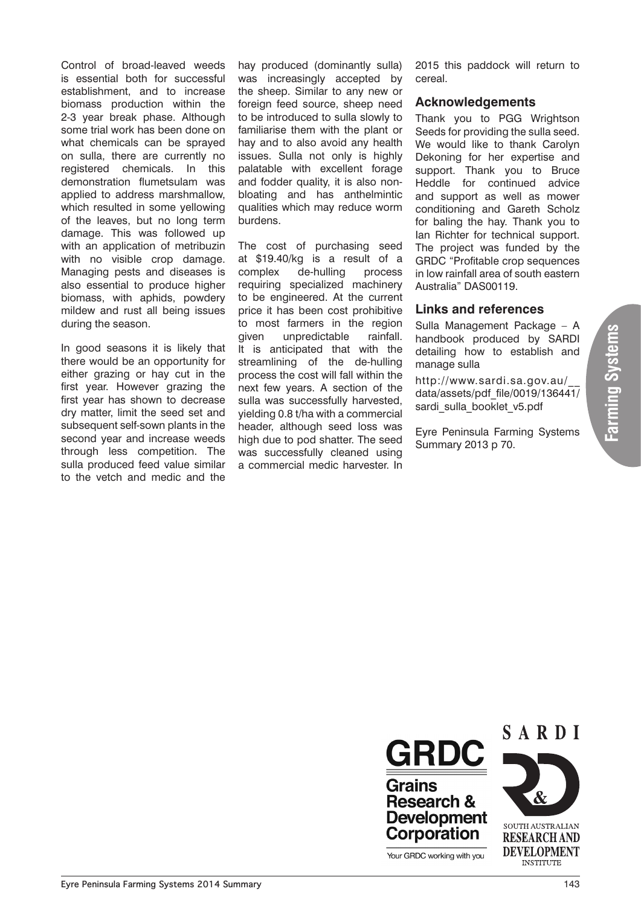Control of broad-leaved weeds is essential both for successful establishment, and to increase biomass production within the 2-3 year break phase. Although some trial work has been done on what chemicals can be sprayed on sulla, there are currently no registered chemicals. In this demonstration flumetsulam was applied to address marshmallow, which resulted in some yellowing of the leaves, but no long term damage. This was followed up with an application of metribuzin with no visible crop damage. Managing pests and diseases is also essential to produce higher biomass, with aphids, powdery mildew and rust all being issues during the season.

In good seasons it is likely that there would be an opportunity for either grazing or hay cut in the first year. However grazing the first year has shown to decrease dry matter, limit the seed set and subsequent self-sown plants in the second year and increase weeds through less competition. The sulla produced feed value similar to the vetch and medic and the hay produced (dominantly sulla) was increasingly accepted by the sheep. Similar to any new or foreign feed source, sheep need to be introduced to sulla slowly to familiarise them with the plant or hay and to also avoid any health issues. Sulla not only is highly palatable with excellent forage and fodder quality, it is also non-bloating and has anthelmintic qualities which may reduce worm burdens.

The cost of purchasing seed at $19.40/kg is a result of a complex de-hulling process requiring specialized machinery to be engineered. At the current price it has been cost prohibitive to most farmers in the region given unpredictable rainfall. It is anticipated that with the streamlining of the de-hulling process the cost will fall within the next few years. A section of the sulla was successfully harvested, yielding 0.8 t/ha with a commercial header, although seed loss was high due to pod shatter. The seed was successfully cleaned using a commercial medic harvester. In 2015 this paddock will return to cereal.

## Acknowledgements

Thank you to PGG Wrightson Seeds for providing the sulla seed. We would like to thank Carolyn Dekoning for her expertise and support. Thank you to Bruce Heddle for continued advice and support as well as mower conditioning and Gareth Scholz for baling the hay. Thank you to Ian Richter for technical support. The project was funded by the GRDC "Profitable crop sequences in low rainfall area of south eastern Australia" DAS00119.

## Links and references

Sulla Management Package – A handbook produced by SARDI detailing how to establish and manage sulla

http://www.sardi.sa.gov.au/__data/assets/pdf_file/0019/136441/sardi_sulla_booklet_v5.pdf

Eyre Peninsula Farming Systems Summary 2013 p 70.

GRDC Grains Research & Development Corporation

Your GRDC working with you

SARDI

SOUTH AUSTRALIAN RESEARCH AND DEVELOPMENT INSTITUTE